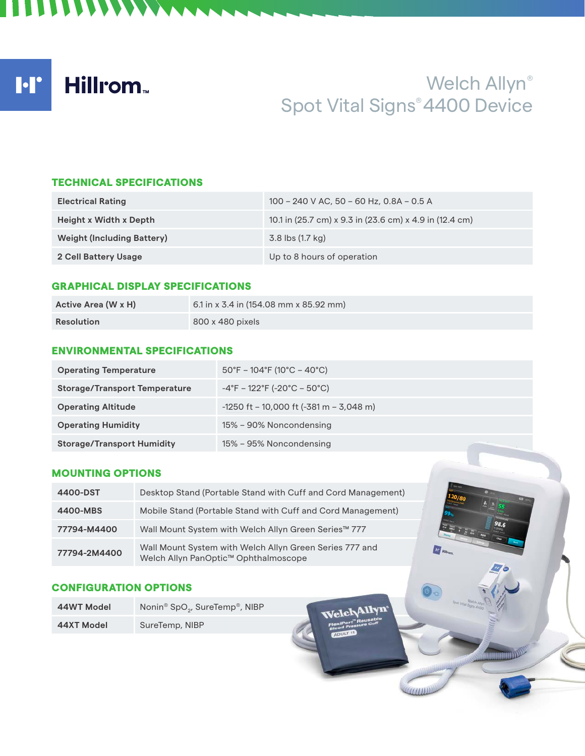# Welch Allyn® Spot Vital Signs® 4400 Device

## TECHNICAL SPECIFICATIONS

| | |
|---|---|
| Electrical Rating | 100 – 240 V AC, 50 – 60 Hz, 0.8A – 0.5 A |
| Height x Width x Depth | 10.1 in (25.7 cm) x 9.3 in (23.6 cm) x 4.9 in (12.4 cm) |
| Weight (Including Battery) | 3.8 lbs (1.7 kg) |
| 2 Cell Battery Usage | Up to 8 hours of operation |

## GRAPHICAL DISPLAY SPECIFICATIONS

| | |
|---|---|
| Active Area (W x H) | 6.1 in x 3.4 in (154.08 mm x 85.92 mm) |
| Resolution | 800 x 480 pixels |

## ENVIRONMENTAL SPECIFICATIONS

| | |
|---|---|
| Operating Temperature | 50°F – 104°F (10°C – 40°C) |
| Storage/Transport Temperature | -4°F – 122°F (-20°C – 50°C) |
| Operating Altitude | -1250 ft – 10,000 ft (-381 m – 3,048 m) |
| Operating Humidity | 15% – 90% Noncondensing |
| Storage/Transport Humidity | 15% – 95% Noncondensing |

## MOUNTING OPTIONS

| | |
|---|---|
| 4400-DST | Desktop Stand (Portable Stand with Cuff and Cord Management) |
| 4400-MBS | Mobile Stand (Portable Stand with Cuff and Cord Management) |
| 77794-M4400 | Wall Mount System with Welch Allyn Green Series™ 777 |
| 77794-2M4400 | Wall Mount System with Welch Allyn Green Series 777 and Welch Allyn PanOptic™ Ophthalmoscope |

## CONFIGURATION OPTIONS

| | |
|---|---|
| 44WT Model | Nonin® $SpO_2$, SureTemp®, NIBP |
| 44XT Model | SureTemp, NIBP |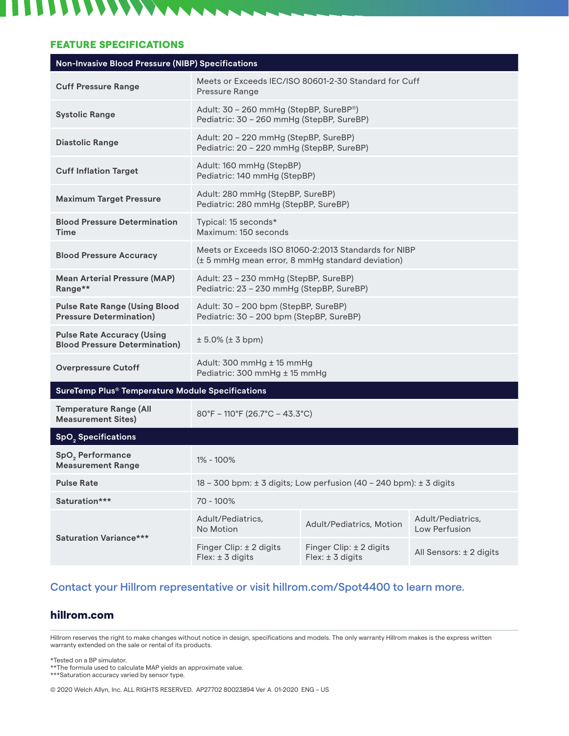## FEATURE SPECIFICATIONS

| Non-Invasive Blood Pressure (NIBP) Specifications | | | |
|---|---|---|---|
| **Cuff Pressure Range** | Meets or Exceeds IEC/ISO 80601-2-30 Standard for Cuff Pressure Range | | |
| **Systolic Range** | Adult: 30 – 260 mmHg (StepBP, SureBP®)<br>Pediatric: 30 – 260 mmHg (StepBP, SureBP) | | |
| **Diastolic Range** | Adult: 20 – 220 mmHg (StepBP, SureBP)<br>Pediatric: 20 – 220 mmHg (StepBP, SureBP) | | |
| **Cuff Inflation Target** | Adult: 160 mmHg (StepBP)<br>Pediatric: 140 mmHg (StepBP) | | |
| **Maximum Target Pressure** | Adult: 280 mmHg (StepBP, SureBP)<br>Pediatric: 280 mmHg (StepBP, SureBP) | | |
| **Blood Pressure Determination Time** | Typical: 15 seconds*<br>Maximum: 150 seconds | | |
| **Blood Pressure Accuracy** | Meets or Exceeds ISO 81060-2:2013 Standards for NIBP (± 5 mmHg mean error, 8 mmHg standard deviation) | | |
| **Mean Arterial Pressure (MAP) Range**** | Adult: 23 – 230 mmHg (StepBP, SureBP)<br>Pediatric: 23 – 230 mmHg (StepBP, SureBP) | | |
| **Pulse Rate Range (Using Blood Pressure Determination)** | Adult: 30 – 200 bpm (StepBP, SureBP)<br>Pediatric: 30 – 200 bpm (StepBP, SureBP) | | |
| **Pulse Rate Accuracy (Using Blood Pressure Determination)** | ± 5.0% (± 3 bpm) | | |
| **Overpressure Cutoff** | Adult: 300 mmHg ± 15 mmHg<br>Pediatric: 300 mmHg ± 15 mmHg | | |
| **SureTemp Plus® Temperature Module Specifications** | | | |
| **Temperature Range (All Measurement Sites)** | 80°F – 110°F (26.7°C – 43.3°C) | | |
| **$SpO_2$ Specifications** | | | |
| **$SpO_2$ Performance Measurement Range** | 1% - 100% | | |
| **Pulse Rate** | 18 – 300 bpm: ± 3 digits; Low perfusion (40 – 240 bpm): ± 3 digits | | |
| **Saturation***** | 70 - 100% | | |
| **Saturation Variance***** | Adult/Pediatrics, No Motion | Adult/Pediatrics, Motion | Adult/Pediatrics, Low Perfusion |
| | Finger Clip: ± 2 digits<br>Flex: ± 3 digits | Finger Clip: ± 2 digits<br>Flex: ± 3 digits | All Sensors: ± 2 digits |

Contact your Hillrom representative or visit hillrom.com/Spot4400 to learn more.

**hillrom.com**

Hillrom reserves the right to make changes without notice in design, specifications and models. The only warranty Hillrom makes is the express written warranty extended on the sale or rental of its products.

*Tested on a BP simulator.
**The formula used to calculate MAP yields an approximate value.
***Saturation accuracy varied by sensor type.

© 2020 Welch Allyn, Inc. ALL RIGHTS RESERVED. AP27702 80023894 Ver A 01-2020 ENG – US